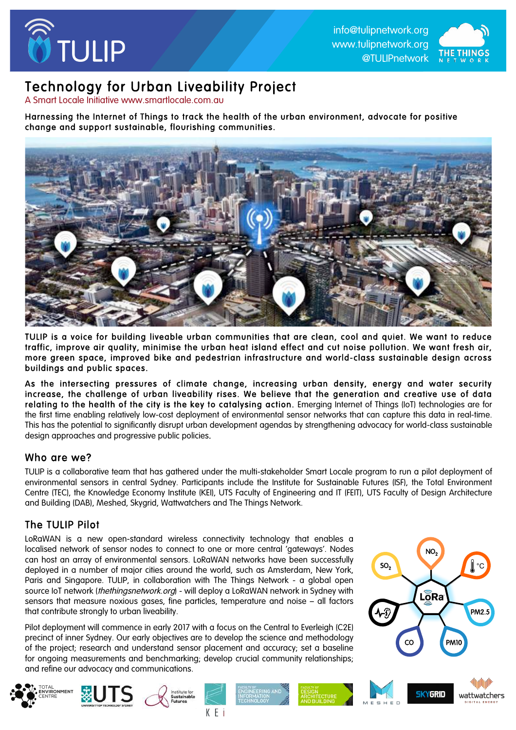# TULIP

info@tulipnetwork.org
www.tulipnetwork.org
@TULIPnetwork

## Technology for Urban Liveability Project

A Smart Locale Initiative www.smartlocale.com.au

**Harnessing the Internet of Things to track the health of the urban environment, advocate for positive change and support sustainable, flourishing communities.**

**TULIP is a voice for building liveable urban communities that are clean, cool and quiet. We want to reduce traffic, improve air quality, minimise the urban heat island effect and cut noise pollution. We want fresh air, more green space, improved bike and pedestrian infrastructure and world-class sustainable design across buildings and public spaces.**

**As the intersecting pressures of climate change, increasing urban density, energy and water security increase, the challenge of urban liveability rises. We believe that the generation and creative use of data relating to the health of the city is the key to catalysing action.** Emerging Internet of Things (IoT) technologies are for the first time enabling relatively low-cost deployment of environmental sensor networks that can capture this data in real-time. This has the potential to significantly disrupt urban development agendas by strengthening advocacy for world-class sustainable design approaches and progressive public policies.

### Who are we?

TULIP is a collaborative team that has gathered under the multi-stakeholder Smart Locale program to run a pilot deployment of environmental sensors in central Sydney. Participants include the Institute for Sustainable Futures (ISF), the Total Environment Centre (TEC), the Knowledge Economy Institute (KEI), UTS Faculty of Engineering and IT (FEIT), UTS Faculty of Design Architecture and Building (DAB), Meshed, Skygrid, Wattwatchers and The Things Network.

### The TULIP Pilot

LoRaWAN is a new open-standard wireless connectivity technology that enables a localised network of sensor nodes to connect to one or more central 'gateways'. Nodes can host an array of environmental sensors. LoRaWAN networks have been successfully deployed in a number of major cities around the world, such as Amsterdam, New York, Paris and Singapore. TULIP, in collaboration with The Things Network - a global open source IoT network (*thethingsnetwork.org*) - will deploy a LoRaWAN network in Sydney with sensors that measure noxious gases, fine particles, temperature and noise – all factors that contribute strongly to urban liveability.

Pilot deployment will commence in early 2017 with a focus on the Central to Everleigh (C2E) precinct of inner Sydney. Our early objectives are to develop the science and methodology of the project; research and understand sensor placement and accuracy; set a baseline for ongoing measurements and benchmarking; develop crucial community relationships; and refine our advocacy and communications.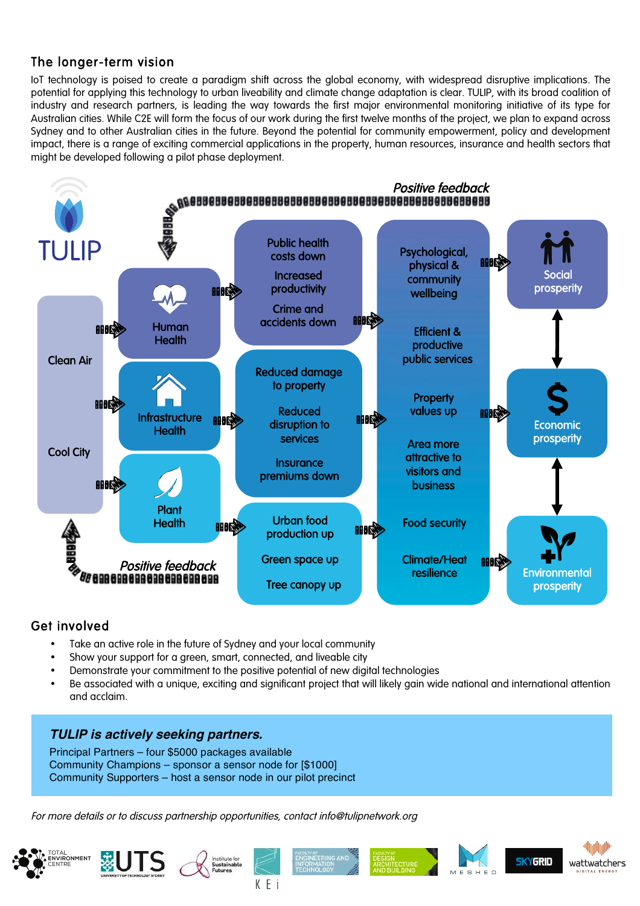## The longer-term vision

IoT technology is poised to create a paradigm shift across the global economy, with widespread disruptive implications. The potential for applying this technology to urban liveability and climate change adaptation is clear. TULIP, with its broad coalition of industry and research partners, is leading the way towards the first major environmental monitoring initiative of its type for Australian cities. While C2E will form the focus of our work during the first twelve months of the project, we plan to expand across Sydney and to other Australian cities in the future. Beyond the potential for community empowerment, policy and development impact, there is a range of exciting commercial applications in the property, human resources, insurance and health sectors that might be developed following a pilot phase deployment.

TULIP

Positive feedback

Clean Air

Cool City

Human Health

Infrastructure Health

Plant Health

Public health costs down

Increased productivity

Crime and accidents down

Reduced damage to property

Reduced disruption to services

Insurance premiums down

Urban food production up

Green space up

Tree canopy up

Psychological, physical & community wellbeing

Efficient & productive public services

Property values up

Area more attractive to visitors and business

Food security

Climate/Heat resilience

Social prosperity

Economic prosperity

Environmental prosperity

Positive feedback

## Get involved

- Take an active role in the future of Sydney and your local community
- Show your support for a green, smart, connected, and liveable city
- Demonstrate your commitment to the positive potential of new digital technologies
- Be associated with a unique, exciting and significant project that will likely gain wide national and international attention and acclaim.

***TULIP is actively seeking partners.***

Principal Partners – four $5000 packages available
Community Champions – sponsor a sensor node for [$1000]
Community Supporters – host a sensor node in our pilot precinct

*For more details or to discuss partnership opportunities, contact info@tulipnetwork.org*

TOTAL ENVIRONMENT CENTRE · UTS UNIVERSITY OF TECHNOLOGY SYDNEY · Institute for Sustainable Futures · KEi · FACULTY OF ENGINEERING AND INFORMATION TECHNOLOGY · FACULTY OF DESIGN ARCHITECTURE AND BUILDING · MESHED · SKYGRID · wattwatchers DIGITAL ENERGY